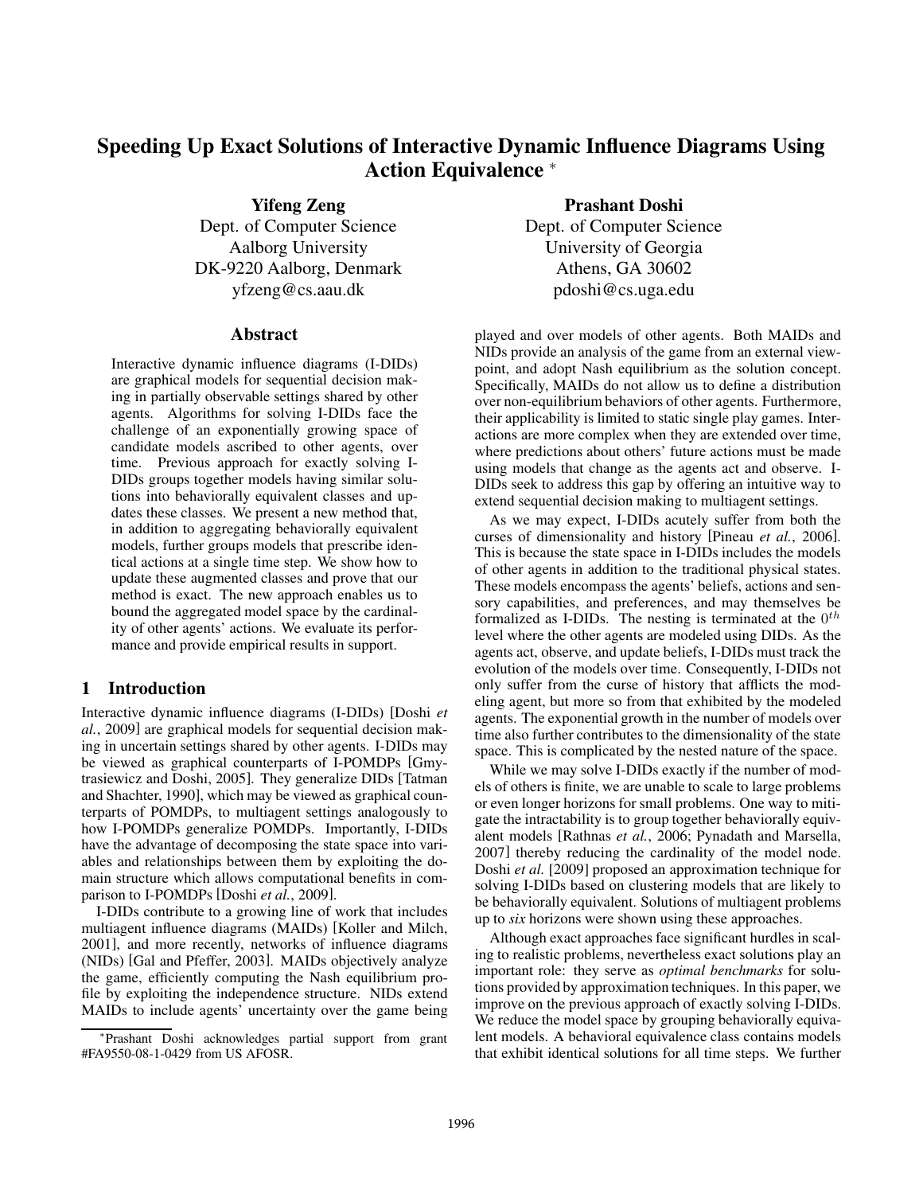# Speeding Up Exact Solutions of Interactive Dynamic Influence Diagrams Using Action Equivalence *

**Yifeng Zeng**
Dept. of Computer Science
Aalborg University
DK-9220 Aalborg, Denmark
yfzeng@cs.aau.dk

**Prashant Doshi**
Dept. of Computer Science
University of Georgia
Athens, GA 30602
pdoshi@cs.uga.edu

## Abstract

Interactive dynamic influence diagrams (I-DIDs) are graphical models for sequential decision making in partially observable settings shared by other agents. Algorithms for solving I-DIDs face the challenge of an exponentially growing space of candidate models ascribed to other agents, over time. Previous approach for exactly solving I-DIDs groups together models having similar solutions into behaviorally equivalent classes and updates these classes. We present a new method that, in addition to aggregating behaviorally equivalent models, further groups models that prescribe identical actions at a single time step. We show how to update these augmented classes and prove that our method is exact. The new approach enables us to bound the aggregated model space by the cardinality of other agents' actions. We evaluate its performance and provide empirical results in support.

## 1 Introduction

Interactive dynamic influence diagrams (I-DIDs) [Doshi *et al.*, 2009] are graphical models for sequential decision making in uncertain settings shared by other agents. I-DIDs may be viewed as graphical counterparts of I-POMDPs [Gmytrasiewicz and Doshi, 2005]. They generalize DIDs [Tatman and Shachter, 1990], which may be viewed as graphical counterparts of POMDPs, to multiagent settings analogously to how I-POMDPs generalize POMDPs. Importantly, I-DIDs have the advantage of decomposing the state space into variables and relationships between them by exploiting the domain structure which allows computational benefits in comparison to I-POMDPs [Doshi *et al.*, 2009].

I-DIDs contribute to a growing line of work that includes multiagent influence diagrams (MAIDs) [Koller and Milch, 2001], and more recently, networks of influence diagrams (NIDs) [Gal and Pfeffer, 2003]. MAIDs objectively analyze the game, efficiently computing the Nash equilibrium profile by exploiting the independence structure. NIDs extend MAIDs to include agents' uncertainty over the game being played and over models of other agents. Both MAIDs and NIDs provide an analysis of the game from an external viewpoint, and adopt Nash equilibrium as the solution concept. Specifically, MAIDs do not allow us to define a distribution over non-equilibrium behaviors of other agents. Furthermore, their applicability is limited to static single play games. Interactions are more complex when they are extended over time, where predictions about others' future actions must be made using models that change as the agents act and observe. I-DIDs seek to address this gap by offering an intuitive way to extend sequential decision making to multiagent settings.

As we may expect, I-DIDs acutely suffer from both the curses of dimensionality and history [Pineau *et al.*, 2006]. This is because the state space in I-DIDs includes the models of other agents in addition to the traditional physical states. These models encompass the agents' beliefs, actions and sensory capabilities, and preferences, and may themselves be formalized as I-DIDs. The nesting is terminated at the $0^{th}$ level where the other agents are modeled using DIDs. As the agents act, observe, and update beliefs, I-DIDs must track the evolution of the models over time. Consequently, I-DIDs not only suffer from the curse of history that afflicts the modeling agent, but more so from that exhibited by the modeled agents. The exponential growth in the number of models over time also further contributes to the dimensionality of the state space. This is complicated by the nested nature of the space.

While we may solve I-DIDs exactly if the number of models of others is finite, we are unable to scale to large problems or even longer horizons for small problems. One way to mitigate the intractability is to group together behaviorally equivalent models [Rathnas *et al.*, 2006; Pynadath and Marsella, 2007] thereby reducing the cardinality of the model node. Doshi *et al.* [2009] proposed an approximation technique for solving I-DIDs based on clustering models that are likely to be behaviorally equivalent. Solutions of multiagent problems up to *six* horizons were shown using these approaches.

Although exact approaches face significant hurdles in scaling to realistic problems, nevertheless exact solutions play an important role: they serve as *optimal benchmarks* for solutions provided by approximation techniques. In this paper, we improve on the previous approach of exactly solving I-DIDs. We reduce the model space by grouping behaviorally equivalent models. A behavioral equivalence class contains models that exhibit identical solutions for all time steps. We further

*Prashant Doshi acknowledges partial support from grant #FA9550-08-1-0429 from US AFOSR.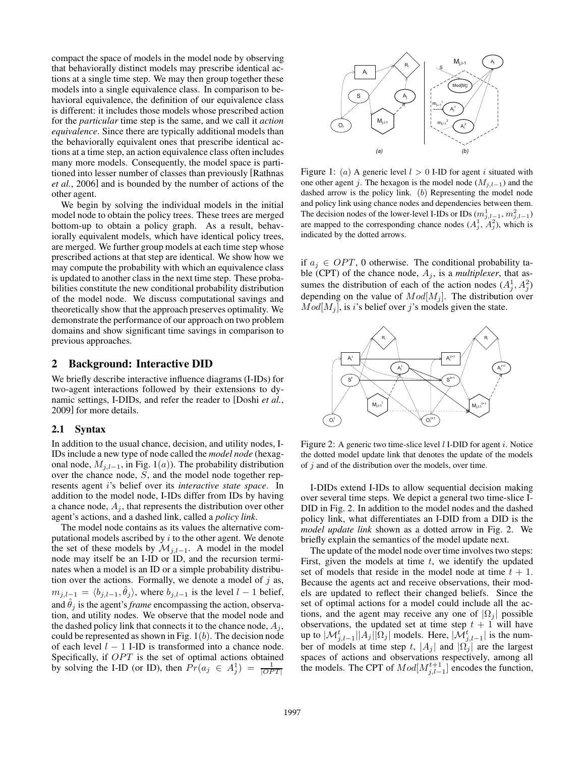compact the space of models in the model node by observing that behaviorally distinct models may prescribe identical actions at a single time step. We may then group together these models into a single equivalence class. In comparison to behavioral equivalence, the definition of our equivalence class is different: it includes those models whose prescribed action for the *particular* time step is the same, and we call it *action equivalence*. Since there are typically additional models than the behaviorally equivalent ones that prescribe identical actions at a time step, an action equivalence class often includes many more models. Consequently, the model space is partitioned into lesser number of classes than previously [Rathnas *et al.*, 2006] and is bounded by the number of actions of the other agent.

We begin by solving the individual models in the initial model node to obtain the policy trees. These trees are merged bottom-up to obtain a policy graph. As a result, behaviorally equivalent models, which have identical policy trees, are merged. We further group models at each time step whose prescribed actions at that step are identical. We show how we may compute the probability with which an equivalence class is updated to another class in the next time step. These probabilities constitute the new conditional probability distribution of the model node. We discuss computational savings and theoretically show that the approach preserves optimality. We demonstrate the performance of our approach on two problem domains and show significant time savings in comparison to previous approaches.

## 2 Background: Interactive DID

We briefly describe interactive influence diagrams (I-IDs) for two-agent interactions followed by their extensions to dynamic settings, I-DIDs, and refer the reader to [Doshi *et al.*, 2009] for more details.

### 2.1 Syntax

In addition to the usual chance, decision, and utility nodes, I-IDs include a new type of node called the *model node* (hexagonal node, $M_{j,l-1}$, in Fig. 1($a$)). The probability distribution over the chance node, $S$, and the model node together represents agent $i$'s belief over its *interactive state space*. In addition to the model node, I-IDs differ from IDs by having a chance node, $A_j$, that represents the distribution over other agent's actions, and a dashed link, called a *policy link*.

The model node contains as its values the alternative computational models ascribed by $i$ to the other agent. We denote the set of these models by $\mathcal{M}_{j,l-1}$. A model in the model node may itself be an I-ID or ID, and the recursion terminates when a model is an ID or a simple probability distribution over the actions. Formally, we denote a model of $j$ as, $m_{j,l-1} = \langle b_{j,l-1}, \hat{\theta}_j \rangle$, where $b_{j,l-1}$ is the level $l-1$ belief, and $\hat{\theta}_j$ is the agent's *frame* encompassing the action, observation, and utility nodes. We observe that the model node and the dashed policy link that connects it to the chance node, $A_j$, could be represented as shown in Fig. 1($b$). The decision node of each level $l-1$ I-ID is transformed into a chance node. Specifically, if $OPT$ is the set of optimal actions obtained by solving the I-ID (or ID), then $Pr(a_j \in A_j^1) = \frac{1}{|OPT|}$ if $a_j \in OPT$, 0 otherwise. The conditional probability table (CPT) of the chance node, $A_j$, is a *multiplexer*, that assumes the distribution of each of the action nodes ($A_j^1, A_j^2$) depending on the value of $Mod[M_j]$. The distribution over $Mod[M_j]$, is $i$'s belief over $j$'s models given the state.

Figure 1: ($a$) A generic level $l > 0$ I-ID for agent $i$ situated with one other agent $j$. The hexagon is the model node ($M_{j,l-1}$) and the dashed arrow is the policy link. ($b$) Representing the model node and policy link using chance nodes and dependencies between them. The decision nodes of the lower-level I-IDs or IDs ($m_{j,l-1}^1, m_{j,l-1}^2$) are mapped to the corresponding chance nodes ($A_j^1$, $A_j^2$), which is indicated by the dotted arrows.

Figure 2: A generic two time-slice level $l$ I-DID for agent $i$. Notice the dotted model update link that denotes the update of the models of $j$ and of the distribution over the models, over time.

I-DIDs extend I-IDs to allow sequential decision making over several time steps. We depict a general two time-slice I-DID in Fig. 2. In addition to the model nodes and the dashed policy link, what differentiates an I-DID from a DID is the *model update link* shown as a dotted arrow in Fig. 2. We briefly explain the semantics of the model update next.

The update of the model node over time involves two steps: First, given the models at time $t$, we identify the updated set of models that reside in the model node at time $t+1$. Because the agents act and receive observations, their models are updated to reflect their changed beliefs. Since the set of optimal actions for a model could include all the actions, and the agent may receive any one of $|\Omega_j|$ possible observations, the updated set at time step $t+1$ will have up to $|\mathcal{M}_{j,l-1}^t||A_j||\Omega_j|$ models. Here, $|\mathcal{M}_{j,l-1}^t|$ is the number of models at time step $t$, $|A_j|$ and $|\Omega_j|$ are the largest spaces of actions and observations respectively, among all the models. The CPT of $Mod[M_{j,l-1}^{t+1}]$ encodes the function,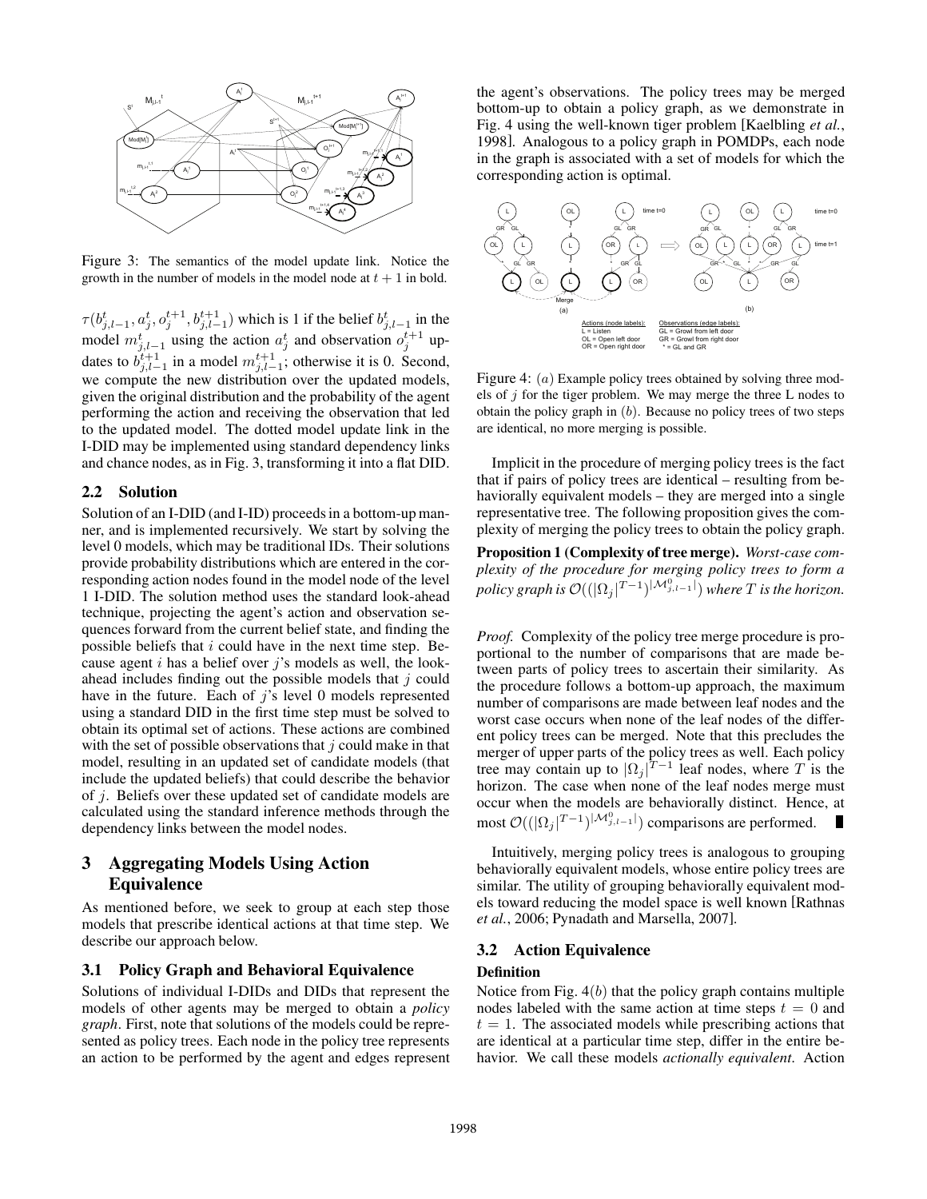Figure 3: The semantics of the model update link. Notice the growth in the number of models in the model node at $t+1$ in bold.

$\tau(b^t_{j,l-1}, a^t_j, o^{t+1}_j, b^{t+1}_{j,l-1})$ which is 1 if the belief $b^t_{j,l-1}$ in the model $m^t_{j,l-1}$ using the action $a^t_j$ and observation $o^{t+1}_j$ updates to $b^{t+1}_{j,l-1}$ in a model $m^{t+1}_{j,l-1}$; otherwise it is 0. Second, we compute the new distribution over the updated models, given the original distribution and the probability of the agent performing the action and receiving the observation that led to the updated model. The dotted model update link in the I-DID may be implemented using standard dependency links and chance nodes, as in Fig. 3, transforming it into a flat DID.

## 2.2 Solution

Solution of an I-DID (and I-ID) proceeds in a bottom-up manner, and is implemented recursively. We start by solving the level 0 models, which may be traditional IDs. Their solutions provide probability distributions which are entered in the corresponding action nodes found in the model node of the level 1 I-DID. The solution method uses the standard look-ahead technique, projecting the agent's action and observation sequences forward from the current belief state, and finding the possible beliefs that $i$ could have in the next time step. Because agent $i$ has a belief over $j$'s models as well, the look-ahead includes finding out the possible models that $j$ could have in the future. Each of $j$'s level 0 models represented using a standard DID in the first time step must be solved to obtain its optimal set of actions. These actions are combined with the set of possible observations that $j$ could make in that model, resulting in an updated set of candidate models (that include the updated beliefs) that could describe the behavior of $j$. Beliefs over these updated set of candidate models are calculated using the standard inference methods through the dependency links between the model nodes.

# 3 Aggregating Models Using Action Equivalence

As mentioned before, we seek to group at each step those models that prescribe identical actions at that time step. We describe our approach below.

## 3.1 Policy Graph and Behavioral Equivalence

Solutions of individual I-DIDs and DIDs that represent the models of other agents may be merged to obtain a *policy graph*. First, note that solutions of the models could be represented as policy trees. Each node in the policy tree represents an action to be performed by the agent and edges represent the agent's observations. The policy trees may be merged bottom-up to obtain a policy graph, as we demonstrate in Fig. 4 using the well-known tiger problem [Kaelbling *et al.*, 1998]. Analogous to a policy graph in POMDPs, each node in the graph is associated with a set of models for which the corresponding action is optimal.

Figure 4: $(a)$ Example policy trees obtained by solving three models of $j$ for the tiger problem. We may merge the three L nodes to obtain the policy graph in $(b)$. Because no policy trees of two steps are identical, no more merging is possible.

Implicit in the procedure of merging policy trees is the fact that if pairs of policy trees are identical – resulting from behaviorally equivalent models – they are merged into a single representative tree. The following proposition gives the complexity of merging the policy trees to obtain the policy graph.

**Proposition 1 (Complexity of tree merge).** *Worst-case complexity of the procedure for merging policy trees to form a policy graph is* $\mathcal{O}((|\Omega_j|^{T-1})^{|\mathcal{M}^0_{j,l-1}|})$ *where* $T$ *is the horizon.*

*Proof.* Complexity of the policy tree merge procedure is proportional to the number of comparisons that are made between parts of policy trees to ascertain their similarity. As the procedure follows a bottom-up approach, the maximum number of comparisons are made between leaf nodes and the worst case occurs when none of the leaf nodes of the different policy trees can be merged. Note that this precludes the merger of upper parts of the policy trees as well. Each policy tree may contain up to $|\Omega_j|^{T-1}$ leaf nodes, where $T$ is the horizon. The case when none of the leaf nodes merge must occur when the models are behaviorally distinct. Hence, at most $\mathcal{O}((|\Omega_j|^{T-1})^{|\mathcal{M}^0_{j,l-1}|})$ comparisons are performed. ∎

Intuitively, merging policy trees is analogous to grouping behaviorally equivalent models, whose entire policy trees are similar. The utility of grouping behaviorally equivalent models toward reducing the model space is well known [Rathnas *et al.*, 2006; Pynadath and Marsella, 2007].

## 3.2 Action Equivalence

**Definition**

Notice from Fig. 4$(b)$ that the policy graph contains multiple nodes labeled with the same action at time steps $t=0$ and $t=1$. The associated models while prescribing actions that are identical at a particular time step, differ in the entire behavior. We call these models *actionally equivalent*. Action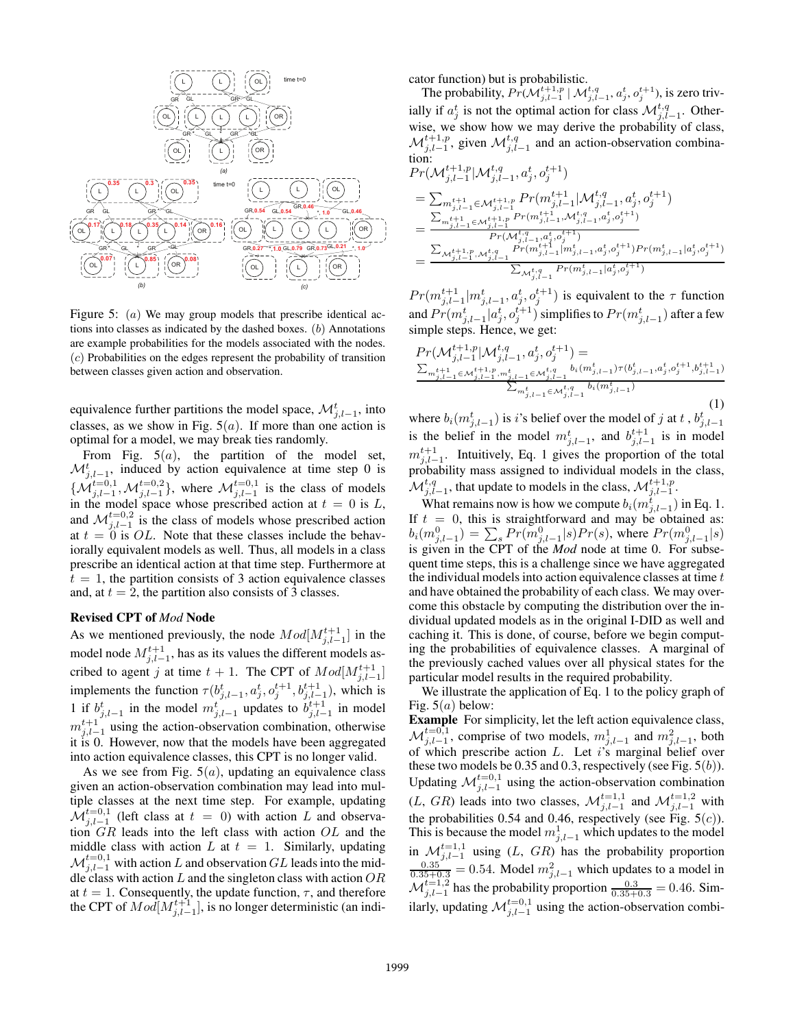Figure 5: $(a)$ We may group models that prescribe identical actions into classes as indicated by the dashed boxes. $(b)$ Annotations are example probabilities for the models associated with the nodes. $(c)$ Probabilities on the edges represent the probability of transition between classes given action and observation.

equivalence further partitions the model space, $\mathcal{M}^t_{j,l-1}$, into classes, as we show in Fig. 5$(a)$. If more than one action is optimal for a model, we may break ties randomly.

From Fig. 5$(a)$, the partition of the model set, $\mathcal{M}^t_{j,l-1}$, induced by action equivalence at time step 0 is $\{\mathcal{M}^{t=0,1}_{j,l-1}, \mathcal{M}^{t=0,2}_{j,l-1}\}$, where $\mathcal{M}^{t=0,1}_{j,l-1}$ is the class of models in the model space whose prescribed action at $t = 0$ is $L$, and $\mathcal{M}^{t=0,2}_{j,l-1}$ is the class of models whose prescribed action at $t = 0$ is $OL$. Note that these classes include the behaviorally equivalent models as well. Thus, all models in a class prescribe an identical action at that time step. Furthermore at $t = 1$, the partition consists of 3 action equivalence classes and, at $t = 2$, the partition also consists of 3 classes.

### Revised CPT of *Mod* Node

As we mentioned previously, the node $Mod[M^{t+1}_{j,l-1}]$ in the model node $M^{t+1}_{j,l-1}$, has as its values the different models ascribed to agent $j$ at time $t+1$. The CPT of $Mod[M^{t+1}_{j,l-1}]$ implements the function $\tau(b^t_{j,l-1}, a^t_j, o^{t+1}_j, b^{t+1}_{j,l-1})$, which is 1 if $b^t_{j,l-1}$ in the model $m^t_{j,l-1}$ updates to $b^{t+1}_{j,l-1}$ in model $m^{t+1}_{j,l-1}$ using the action-observation combination, otherwise it is 0. However, now that the models have been aggregated into action equivalence classes, this CPT is no longer valid.

As we see from Fig. 5$(a)$, updating an equivalence class given an action-observation combination may lead into multiple classes at the next time step. For example, updating $\mathcal{M}^{t=0,1}_{j,l-1}$ (left class at $t = 0$) with action $L$ and observation $GR$ leads into the left class with action $OL$ and the middle class with action $L$ at $t = 1$. Similarly, updating $\mathcal{M}^{t=0,1}_{j,l-1}$ with action $L$ and observation $GL$ leads into the middle class with action $L$ and the singleton class with action $OR$ at $t = 1$. Consequently, the update function, $\tau$, and therefore the CPT of $Mod[M^{t+1}_{j,l-1}]$, is no longer deterministic (an indicator function) but is probabilistic.

The probability, $Pr(\mathcal{M}^{t+1,p}_{j,l-1} \mid \mathcal{M}^{t,q}_{j,l-1}, a^t_j, o^{t+1}_j)$, is zero trivially if $a^t_j$ is not the optimal action for class $\mathcal{M}^{t,q}_{j,l-1}$. Otherwise, we show how we may derive the probability of class, $\mathcal{M}^{t+1,p}_{j,l-1}$, given $\mathcal{M}^{t,q}_{j,l-1}$ and an action-observation combination:

$$
\begin{aligned}
&Pr(\mathcal{M}^{t+1,p}_{j,l-1}|\mathcal{M}^{t,q}_{j,l-1}, a^t_j, o^{t+1}_j) \\
&= \sum_{m^{t+1}_{j,l-1} \in \mathcal{M}^{t+1,p}_{j,l-1}} Pr(m^{t+1}_{j,l-1}|\mathcal{M}^{t,q}_{j,l-1}, a^t_j, o^{t+1}_j) \\
&= \frac{\sum_{m^{t+1}_{j,l-1} \in \mathcal{M}^{t+1,p}_{j,l-1}} Pr(m^{t+1}_{j,l-1}, \mathcal{M}^{t,q}_{j,l-1}, a^t_j, o^{t+1}_j)}{Pr(\mathcal{M}^{t,q}_{j,l-1}, a^t_j, o^{t+1}_j)} \\
&= \frac{\sum_{\mathcal{M}^{t+1,p}_{j,l-1}, \mathcal{M}^{t,q}_{j,l-1}} Pr(m^{t+1}_{j,l-1}|m^t_{j,l-1}, a^t_j, o^{t+1}_j) Pr(m^t_{j,l-1}|a^t_j, o^{t+1}_j)}{\sum_{\mathcal{M}^{t,q}_{j,l-1}} Pr(m^t_{j,l-1}|a^t_j, o^{t+1}_j)}
\end{aligned}
$$

$Pr(m^{t+1}_{j,l-1}|m^t_{j,l-1}, a^t_j, o^{t+1}_j)$ is equivalent to the $\tau$ function and $Pr(m^t_{j,l-1}|a^t_j, o^{t+1}_j)$ simplifies to $Pr(m^t_{j,l-1})$ after a few simple steps. Hence, we get:

$$
Pr(\mathcal{M}^{t+1,p}_{j,l-1}|\mathcal{M}^{t,q}_{j,l-1}, a^t_j, o^{t+1}_j) = \frac{\sum_{m^{t+1}_{j,l-1} \in \mathcal{M}^{t+1,p}_{j,l-1}, m^t_{j,l-1} \in \mathcal{M}^{t,q}_{j,l-1}} b_i(m^t_{j,l-1}) \tau(b^t_{j,l-1}, a^t_j, o^{t+1}_j, b^{t+1}_{j,l-1})}{\sum_{m^t_{j,l-1} \in \mathcal{M}^{t,q}_{j,l-1}} b_i(m^t_{j,l-1})} \quad (1)
$$

where $b_i(m^t_{j,l-1})$ is $i$'s belief over the model of $j$ at $t$, $b^t_{j,l-1}$ is the belief in the model $m^t_{j,l-1}$, and $b^{t+1}_{j,l-1}$ is in model $m^{t+1}_{j,l-1}$. Intuitively, Eq. 1 gives the proportion of the total probability mass assigned to individual models in the class, $\mathcal{M}^{t,q}_{j,l-1}$, that update to models in the class, $\mathcal{M}^{t+1,p}_{j,l-1}$.

What remains now is how we compute $b_i(m^t_{j,l-1})$ in Eq. 1. If $t = 0$, this is straightforward and may be obtained as: $b_i(m^0_{j,l-1}) = \sum_s Pr(m^0_{j,l-1}|s) Pr(s)$, where $Pr(m^0_{j,l-1}|s)$ is given in the CPT of the *Mod* node at time 0. For subsequent time steps, this is a challenge since we have aggregated the individual models into action equivalence classes at time $t$ and have obtained the probability of each class. We may overcome this obstacle by computing the distribution over the individual updated models as in the original I-DID as well and caching it. This is done, of course, before we begin computing the probabilities of equivalence classes. A marginal of the previously cached values over all physical states for the particular model results in the required probability.

We illustrate the application of Eq. 1 to the policy graph of Fig. 5$(a)$ below:

**Example** For simplicity, let the left action equivalence class, $\mathcal{M}^{t=0,1}_{j,l-1}$, comprise of two models, $m^1_{j,l-1}$ and $m^2_{j,l-1}$, both of which prescribe action $L$. Let $i$'s marginal belief over these two models be 0.35 and 0.3, respectively (see Fig. 5$(b)$). Updating $\mathcal{M}^{t=0,1}_{j,l-1}$ using the action-observation combination ($L$, $GR$) leads into two classes, $\mathcal{M}^{t=1,1}_{j,l-1}$ and $\mathcal{M}^{t=1,2}_{j,l-1}$ with the probabilities 0.54 and 0.46, respectively (see Fig. 5$(c)$). This is because the model $m^1_{j,l-1}$ which updates to the model in $\mathcal{M}^{t=1,1}_{j,l-1}$ using ($L$, $GR$) has the probability proportion $\frac{0.35}{0.35+0.3} = 0.54$. Model $m^2_{j,l-1}$ which updates to a model in $\mathcal{M}^{t=1,2}_{j,l-1}$ has the probability proportion $\frac{0.3}{0.35+0.3} = 0.46$. Similarly, updating $\mathcal{M}^{t=0,1}_{j,l-1}$ using the action-observation combi-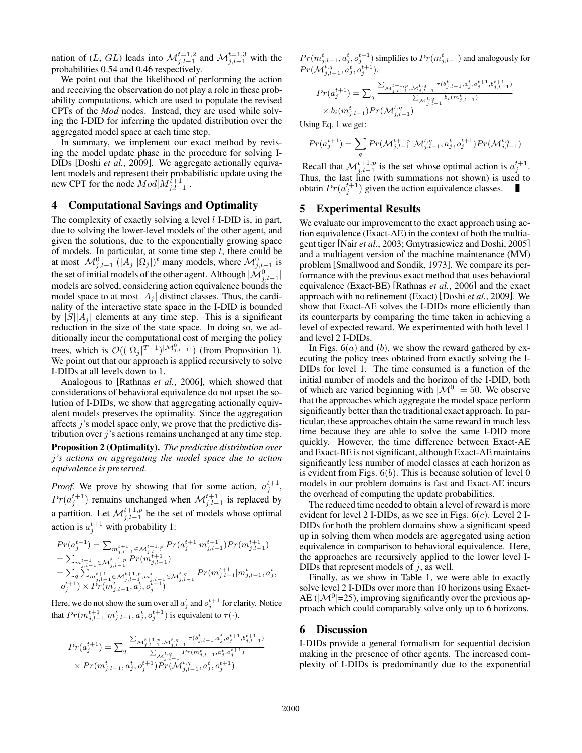nation of $(L, GL)$ leads into $\mathcal{M}_{j,l-1}^{t=1,2}$ and $\mathcal{M}_{j,l-1}^{t=1,3}$ with the probabilities 0.54 and 0.46 respectively.

We point out that the likelihood of performing the action and receiving the observation do not play a role in these probability computations, which are used to populate the revised CPTs of the *Mod* nodes. Instead, they are used while solving the I-DID for inferring the updated distribution over the aggregated model space at each time step.

In summary, we implement our exact method by revising the model update phase in the procedure for solving I-DIDs [Doshi *et al.*, 2009]. We aggregate actionally equivalent models and represent their probabilistic update using the new CPT for the node $Mod[M_{j,l-1}^{t+1}]$.

## 4 Computational Savings and Optimality

The complexity of exactly solving a level $l$ I-DID is, in part, due to solving the lower-level models of the other agent, and given the solutions, due to the exponentially growing space of models. In particular, at some time step $t$, there could be at most $|\mathcal{M}_{j,l-1}^{0}|(|A_j||\Omega_j|)^t$ many models, where $\mathcal{M}_{j,l-1}^{0}$ is the set of initial models of the other agent. Although $|\mathcal{M}_{j,l-1}^{0}|$ models are solved, considering action equivalence bounds the model space to at most $|A_j|$ distinct classes. Thus, the cardinality of the interactive state space in the I-DID is bounded by $|S||A_j|$ elements at any time step. This is a significant reduction in the size of the state space. In doing so, we additionally incur the computational cost of merging the policy trees, which is $\mathcal{O}((|\Omega_j|^{T-1})^{|\mathcal{M}_{j,l-1}^{0}|})$ (from Proposition 1). We point out that our approach is applied recursively to solve I-DIDs at all levels down to 1.

Analogous to [Rathnas *et al.*, 2006], which showed that considerations of behavioral equivalence do not upset the solution of I-DIDs, we show that aggregating actionally equivalent models preserves the optimality. Since the aggregation affects $j$'s model space only, we prove that the predictive distribution over $j$'s actions remains unchanged at any time step.

**Proposition 2 (Optimality).** *The predictive distribution over j's actions on aggregating the model space due to action equivalence is preserved.*

*Proof.* We prove by showing that for some action, $a_j^{t+1}$, $Pr(a_j^{t+1})$ remains unchanged when $\mathcal{M}_{j,l-1}^{t+1}$ is replaced by a partition. Let $\mathcal{M}_{j,l-1}^{t+1,p}$ be the set of models whose optimal action is $a_j^{t+1}$ with probability 1:

$$
\begin{aligned}
Pr(a_j^{t+1}) &= \textstyle\sum_{m_{j,l-1}^{t+1} \in \mathcal{M}_{j,l-1}^{t+1,p}} Pr(a_j^{t+1}|m_{j,l-1}^{t+1}) Pr(m_{j,l-1}^{t+1}) \\
&= \textstyle\sum_{m_{j,l-1}^{t+1} \in \mathcal{M}_{j,l-1}^{t+1,p}} Pr(m_{j,l-1}^{t+1}) \\
&= \textstyle\sum_q \sum_{m_{j,l-1}^{t+1} \in \mathcal{M}_{j,l-1}^{t+1,p}, m_{j,l-1}^{t} \in \mathcal{M}_{j,l-1}^{t,q}} Pr(m_{j,l-1}^{t+1}|m_{j,l-1}^{t}, a_j^t, \\
&\quad o_j^{t+1}) \times Pr(m_{j,l-1}^{t}, a_j^t, o_j^{t+1})
\end{aligned}
$$

Here, we do not show the sum over all $a_j^t$ and $o_j^{t+1}$ for clarity. Notice that $Pr(m_{j,l-1}^{t+1}|m_{j,l-1}^{t}, a_j^t, o_j^{t+1})$ is equivalent to $\tau(\cdot)$.

$$
\begin{aligned}
Pr(a_j^{t+1}) &= \textstyle\sum_q \frac{\sum_{\mathcal{M}_{j,l-1}^{t+1,p}, \mathcal{M}_{j,l-1}^{t,q}} \tau(b_{j,l-1}^{t}, a_j^t, o_j^{t+1}, b_{j,l-1}^{t+1})}{\sum_{\mathcal{M}_{j,l-1}^{t,q}} Pr(m_{j,l-1}^{t}, a_j^t, o_j^{t+1})} \\
&\quad \times Pr(m_{j,l-1}^{t}, a_j^t, o_j^{t+1}) Pr(\mathcal{M}_{j,l-1}^{t,q}, a_j^t, o_j^{t+1})
\end{aligned}
$$

$Pr(m_{j,l-1}^{t}, a_j^t, o_j^{t+1})$ simplifies to $Pr(m_{j,l-1}^{t})$ and analogously for $Pr(\mathcal{M}_{j,l-1}^{t,q}, a_j^t, o_j^{t+1})$.

$$
\begin{aligned}
Pr(a_j^{t+1}) &= \textstyle\sum_q \frac{\sum_{\mathcal{M}_{j,l-1}^{t+1,p}, \mathcal{M}_{j,l-1}^{t,q}} \tau(b_{j,l-1}^{t}, a_j^t, o_j^{t+1}, b_{j,l-1}^{t+1})}{\sum_{\mathcal{M}_{j,l-1}^{t,q}} b_i(m_{j,l-1}^{t})} \\
&\quad \times b_i(m_{j,l-1}^{t}) Pr(\mathcal{M}_{j,l-1}^{t,q})
\end{aligned}
$$

Using Eq. 1 we get:

$$
Pr(a_j^{t+1}) = \sum_q Pr(\mathcal{M}_{j,l-1}^{t+1,p}|\mathcal{M}_{j,l-1}^{t,q}, a_j^t, o_j^{t+1}) Pr(\mathcal{M}_{j,l-1}^{t,q})
$$

Recall that $\mathcal{M}_{j,l-1}^{t+1,p}$ is the set whose optimal action is $a_j^{t+1}$. Thus, the last line (with summations not shown) is used to obtain $Pr(a_j^{t+1})$ given the action equivalence classes. ∎

## 5 Experimental Results

We evaluate our improvement to the exact approach using action equivalence (Exact-AE) in the context of both the multiagent tiger [Nair *et al.*, 2003; Gmytrasiewicz and Doshi, 2005] and a multiagent version of the machine maintenance (MM) problem [Smallwood and Sondik, 1973]. We compare its performance with the previous exact method that uses behavioral equivalence (Exact-BE) [Rathnas *et al.*, 2006] and the exact approach with no refinement (Exact) [Doshi *et al.*, 2009]. We show that Exact-AE solves the I-DIDs more efficiently than its counterparts by comparing the time taken in achieving a level of expected reward. We experimented with both level 1 and level 2 I-DIDs.

In Figs. 6$(a)$ and $(b)$, we show the reward gathered by executing the policy trees obtained from exactly solving the I-DIDs for level 1. The time consumed is a function of the initial number of models and the horizon of the I-DID, both of which are varied beginning with $|\mathcal{M}^0| = 50$. We observe that the approaches which aggregate the model space perform significantly better than the traditional exact approach. In particular, these approaches obtain the same reward in much less time because they are able to solve the same I-DID more quickly. However, the time difference between Exact-AE and Exact-BE is not significant, although Exact-AE maintains significantly less number of model classes at each horizon as is evident from Figs. 6$(b)$. This is because solution of level 0 models in our problem domains is fast and Exact-AE incurs the overhead of computing the update probabilities.

The reduced time needed to obtain a level of reward is more evident for level 2 I-DIDs, as we see in Figs. 6$(c)$. Level 2 I-DIDs for both the problem domains show a significant speed up in solving them when models are aggregated using action equivalence in comparison to behavioral equivalence. Here, the approaches are recursively applied to the lower level I-DIDs that represent models of $j$, as well.

Finally, as we show in Table 1, we were able to exactly solve level 2 I-DIDs over more than 10 horizons using Exact-AE ($|\mathcal{M}^0|$=25), improving significantly over the previous approach which could comparably solve only up to 6 horizons.

## 6 Discussion

I-DIDs provide a general formalism for sequential decision making in the presence of other agents. The increased complexity of I-DIDs is predominantly due to the exponential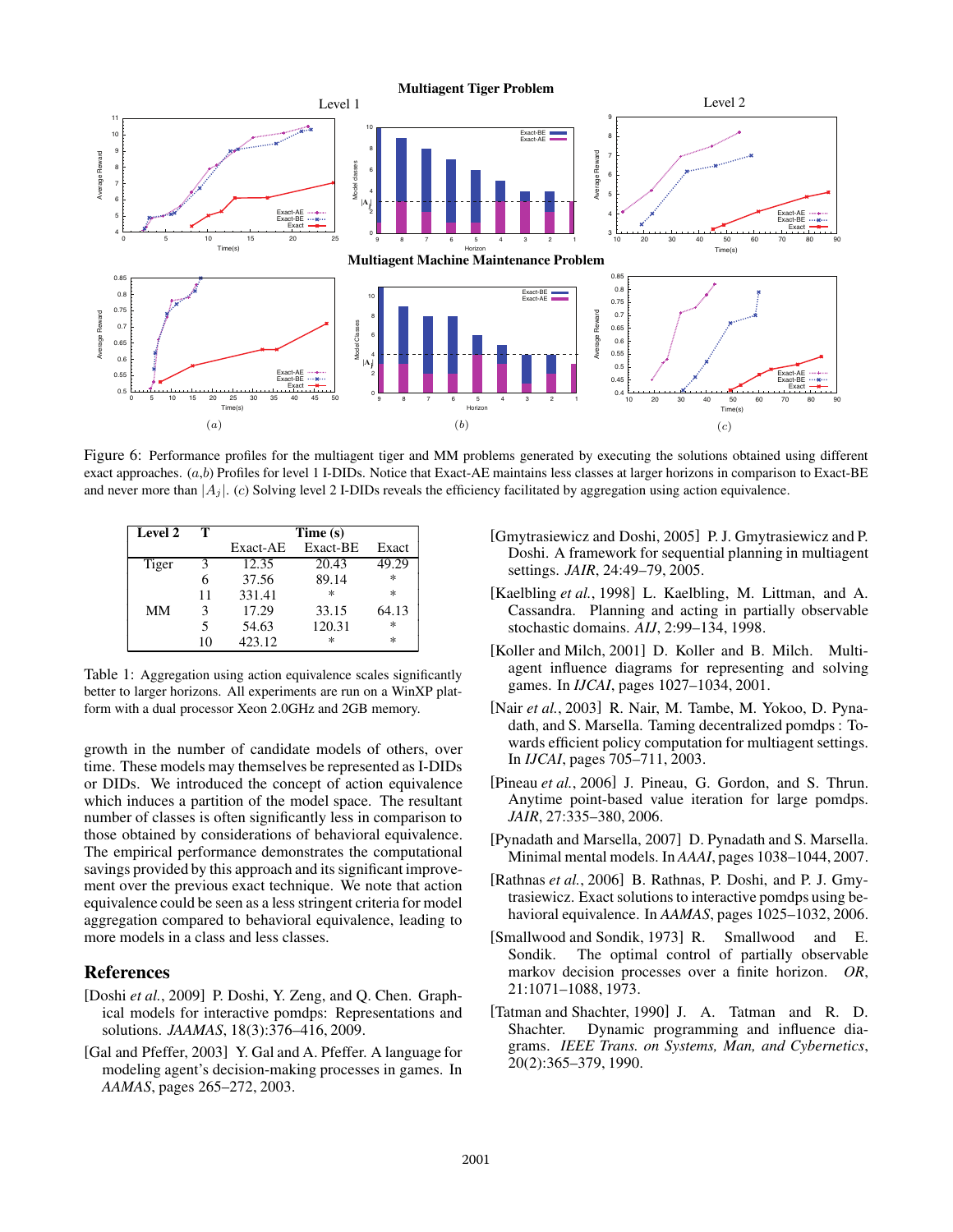**Multiagent Tiger Problem**

Level 1

Level 2

**Multiagent Machine Maintenance Problem**

(a)

(b)

(c)

Figure 6: Performance profiles for the multiagent tiger and MM problems generated by executing the solutions obtained using different exact approaches. $(a,b)$ Profiles for level 1 I-DIDs. Notice that Exact-AE maintains less classes at larger horizons in comparison to Exact-BE and never more than $|A_j|$. $(c)$ Solving level 2 I-DIDs reveals the efficiency facilitated by aggregation using action equivalence.

| Level 2 | T | Time (s) | | |
|---|---|---|---|---|
| | | Exact-AE | Exact-BE | Exact |
| Tiger | 3 | 12.35 | 20.43 | 49.29 |
| | 6 | 37.56 | 89.14 | * |
| | 11 | 331.41 | * | * |
| MM | 3 | 17.29 | 33.15 | 64.13 |
| | 5 | 54.63 | 120.31 | * |
| | 10 | 423.12 | * | * |

Table 1: Aggregation using action equivalence scales significantly better to larger horizons. All experiments are run on a WinXP platform with a dual processor Xeon 2.0GHz and 2GB memory.

growth in the number of candidate models of others, over time. These models may themselves be represented as I-DIDs or DIDs. We introduced the concept of action equivalence which induces a partition of the model space. The resultant number of classes is often significantly less in comparison to those obtained by considerations of behavioral equivalence. The empirical performance demonstrates the computational savings provided by this approach and its significant improvement over the previous exact technique. We note that action equivalence could be seen as a less stringent criteria for model aggregation compared to behavioral equivalence, leading to more models in a class and less classes.

## References

[Doshi *et al.*, 2009] P. Doshi, Y. Zeng, and Q. Chen. Graphical models for interactive pomdps: Representations and solutions. *JAAMAS*, 18(3):376–416, 2009.

[Gal and Pfeffer, 2003] Y. Gal and A. Pfeffer. A language for modeling agent's decision-making processes in games. In *AAMAS*, pages 265–272, 2003.

[Gmytrasiewicz and Doshi, 2005] P. J. Gmytrasiewicz and P. Doshi. A framework for sequential planning in multiagent settings. *JAIR*, 24:49–79, 2005.

[Kaelbling *et al.*, 1998] L. Kaelbling, M. Littman, and A. Cassandra. Planning and acting in partially observable stochastic domains. *AIJ*, 2:99–134, 1998.

[Koller and Milch, 2001] D. Koller and B. Milch. Multi-agent influence diagrams for representing and solving games. In *IJCAI*, pages 1027–1034, 2001.

[Nair *et al.*, 2003] R. Nair, M. Tambe, M. Yokoo, D. Pynadath, and S. Marsella. Taming decentralized pomdps : Towards efficient policy computation for multiagent settings. In *IJCAI*, pages 705–711, 2003.

[Pineau *et al.*, 2006] J. Pineau, G. Gordon, and S. Thrun. Anytime point-based value iteration for large pomdps. *JAIR*, 27:335–380, 2006.

[Pynadath and Marsella, 2007] D. Pynadath and S. Marsella. Minimal mental models. In *AAAI*, pages 1038–1044, 2007.

[Rathnas *et al.*, 2006] B. Rathnas, P. Doshi, and P. J. Gmytrasiewicz. Exact solutions to interactive pomdps using behavioral equivalence. In *AAMAS*, pages 1025–1032, 2006.

[Smallwood and Sondik, 1973] R. Smallwood and E. Sondik. The optimal control of partially observable markov decision processes over a finite horizon. *OR*, 21:1071–1088, 1973.

[Tatman and Shachter, 1990] J. A. Tatman and R. D. Shachter. Dynamic programming and influence diagrams. *IEEE Trans. on Systems, Man, and Cybernetics*, 20(2):365–379, 1990.